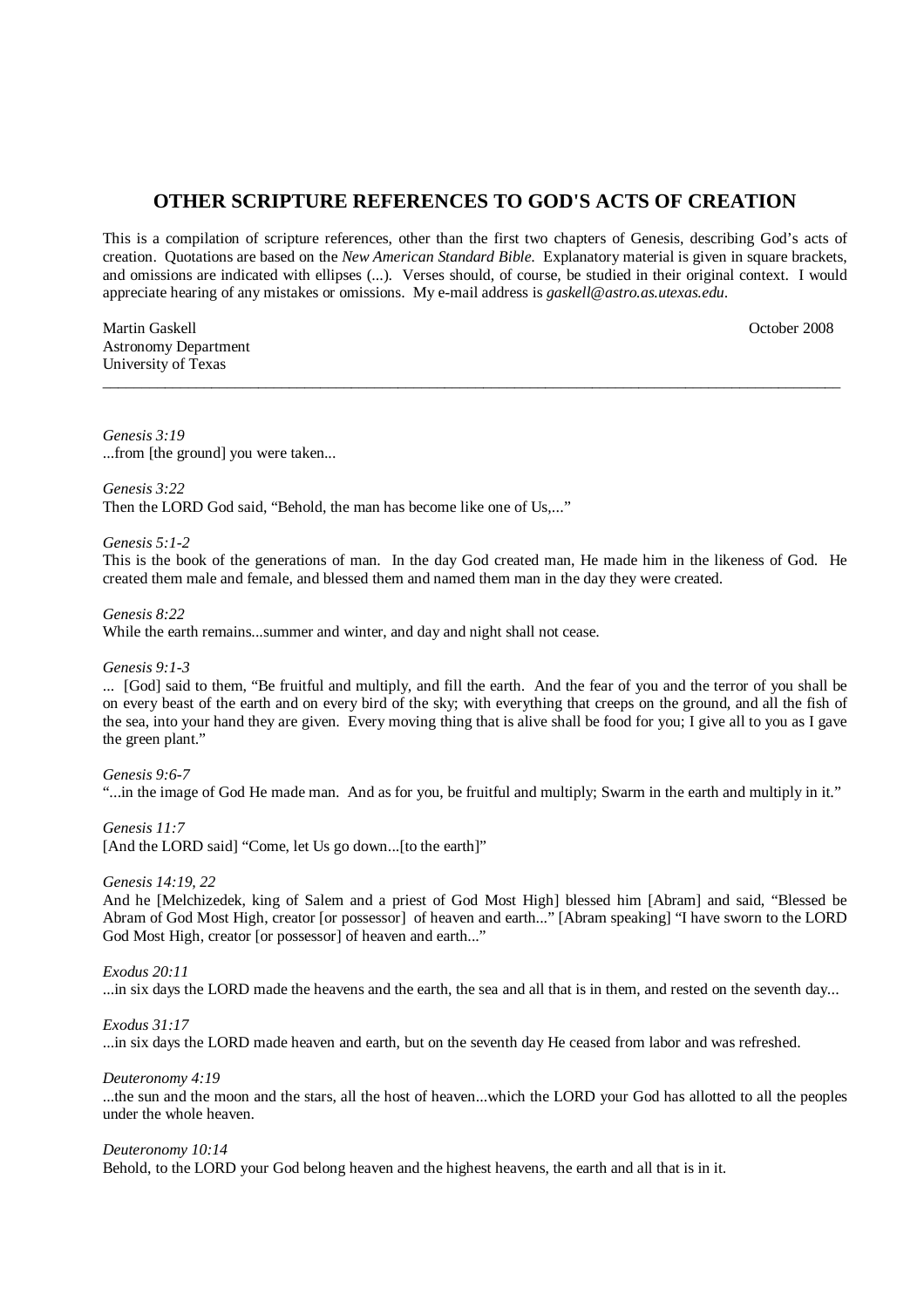# OTHER SCRIPTURE REFERENCES TO GOD'S ACTS OF CREATION

This is a compilation of scripture references, other than the first two chapters of Genesis, describing God's acts of creation. Quotations are based on the *New American Standard Bible*. Explanatory material is given in square brackets, and omissions are indicated with ellipses (...). Verses should, of course, be studied in their original context. I would appreciate hearing of any mistakes or omissions. My e-mail address is *gaskell@astro.as.utexas.edu*.

Martin Gaskell
Astronomy Department
University of Texas

October 2008

---

*Genesis 3:19*
...from [the ground] you were taken...

*Genesis 3:22*
Then the LORD God said, "Behold, the man has become like one of Us,..."

*Genesis 5:1-2*
This is the book of the generations of man. In the day God created man, He made him in the likeness of God. He created them male and female, and blessed them and named them man in the day they were created.

*Genesis 8:22*
While the earth remains...summer and winter, and day and night shall not cease.

*Genesis 9:1-3*
... [God] said to them, "Be fruitful and multiply, and fill the earth. And the fear of you and the terror of you shall be on every beast of the earth and on every bird of the sky; with everything that creeps on the ground, and all the fish of the sea, into your hand they are given. Every moving thing that is alive shall be food for you; I give all to you as I gave the green plant."

*Genesis 9:6-7*
"...in the image of God He made man. And as for you, be fruitful and multiply; Swarm in the earth and multiply in it."

*Genesis 11:7*
[And the LORD said] "Come, let Us go down...[to the earth]"

*Genesis 14:19, 22*
And he [Melchizedek, king of Salem and a priest of God Most High] blessed him [Abram] and said, "Blessed be Abram of God Most High, creator [or possessor] of heaven and earth..." [Abram speaking] "I have sworn to the LORD God Most High, creator [or possessor] of heaven and earth..."

*Exodus 20:11*
...in six days the LORD made the heavens and the earth, the sea and all that is in them, and rested on the seventh day...

*Exodus 31:17*
...in six days the LORD made heaven and earth, but on the seventh day He ceased from labor and was refreshed.

*Deuteronomy 4:19*
...the sun and the moon and the stars, all the host of heaven...which the LORD your God has allotted to all the peoples under the whole heaven.

*Deuteronomy 10:14*
Behold, to the LORD your God belong heaven and the highest heavens, the earth and all that is in it.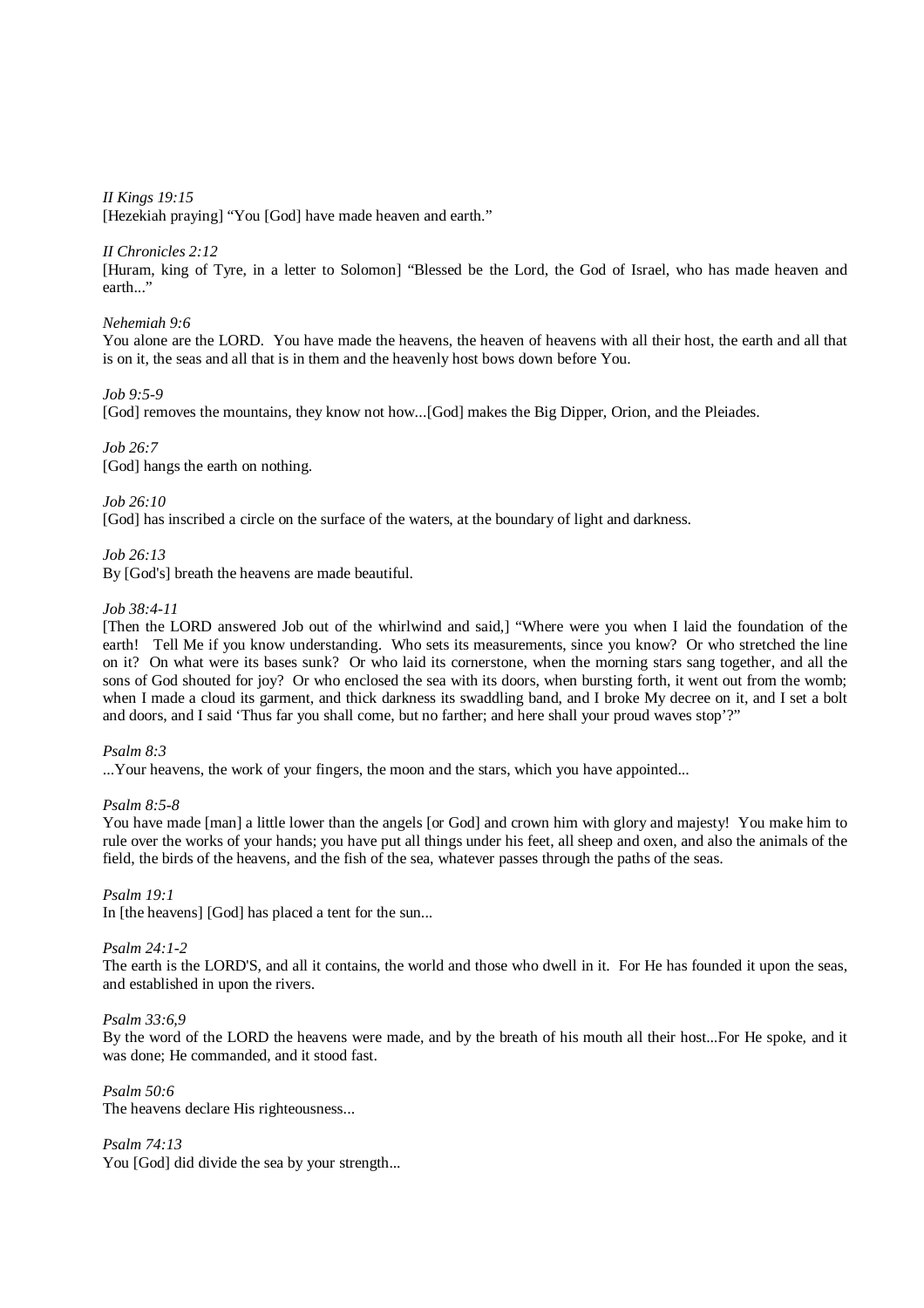*II Kings 19:15*
[Hezekiah praying] "You [God] have made heaven and earth."

*II Chronicles 2:12*
[Huram, king of Tyre, in a letter to Solomon] "Blessed be the Lord, the God of Israel, who has made heaven and earth..."

*Nehemiah 9:6*
You alone are the LORD. You have made the heavens, the heaven of heavens with all their host, the earth and all that is on it, the seas and all that is in them and the heavenly host bows down before You.

*Job 9:5-9*
[God] removes the mountains, they know not how...[God] makes the Big Dipper, Orion, and the Pleiades.

*Job 26:7*
[God] hangs the earth on nothing.

*Job 26:10*
[God] has inscribed a circle on the surface of the waters, at the boundary of light and darkness.

*Job 26:13*
By [God's] breath the heavens are made beautiful.

*Job 38:4-11*
[Then the LORD answered Job out of the whirlwind and said,] "Where were you when I laid the foundation of the earth! Tell Me if you know understanding. Who sets its measurements, since you know? Or who stretched the line on it? On what were its bases sunk? Or who laid its cornerstone, when the morning stars sang together, and all the sons of God shouted for joy? Or who enclosed the sea with its doors, when bursting forth, it went out from the womb; when I made a cloud its garment, and thick darkness its swaddling band, and I broke My decree on it, and I set a bolt and doors, and I said 'Thus far you shall come, but no farther; and here shall your proud waves stop'?"

*Psalm 8:3*
...Your heavens, the work of your fingers, the moon and the stars, which you have appointed...

*Psalm 8:5-8*
You have made [man] a little lower than the angels [or God] and crown him with glory and majesty! You make him to rule over the works of your hands; you have put all things under his feet, all sheep and oxen, and also the animals of the field, the birds of the heavens, and the fish of the sea, whatever passes through the paths of the seas.

*Psalm 19:1*
In [the heavens] [God] has placed a tent for the sun...

*Psalm 24:1-2*
The earth is the LORD'S, and all it contains, the world and those who dwell in it. For He has founded it upon the seas, and established in upon the rivers.

*Psalm 33:6,9*
By the word of the LORD the heavens were made, and by the breath of his mouth all their host...For He spoke, and it was done; He commanded, and it stood fast.

*Psalm 50:6*
The heavens declare His righteousness...

*Psalm 74:13*
You [God] did divide the sea by your strength...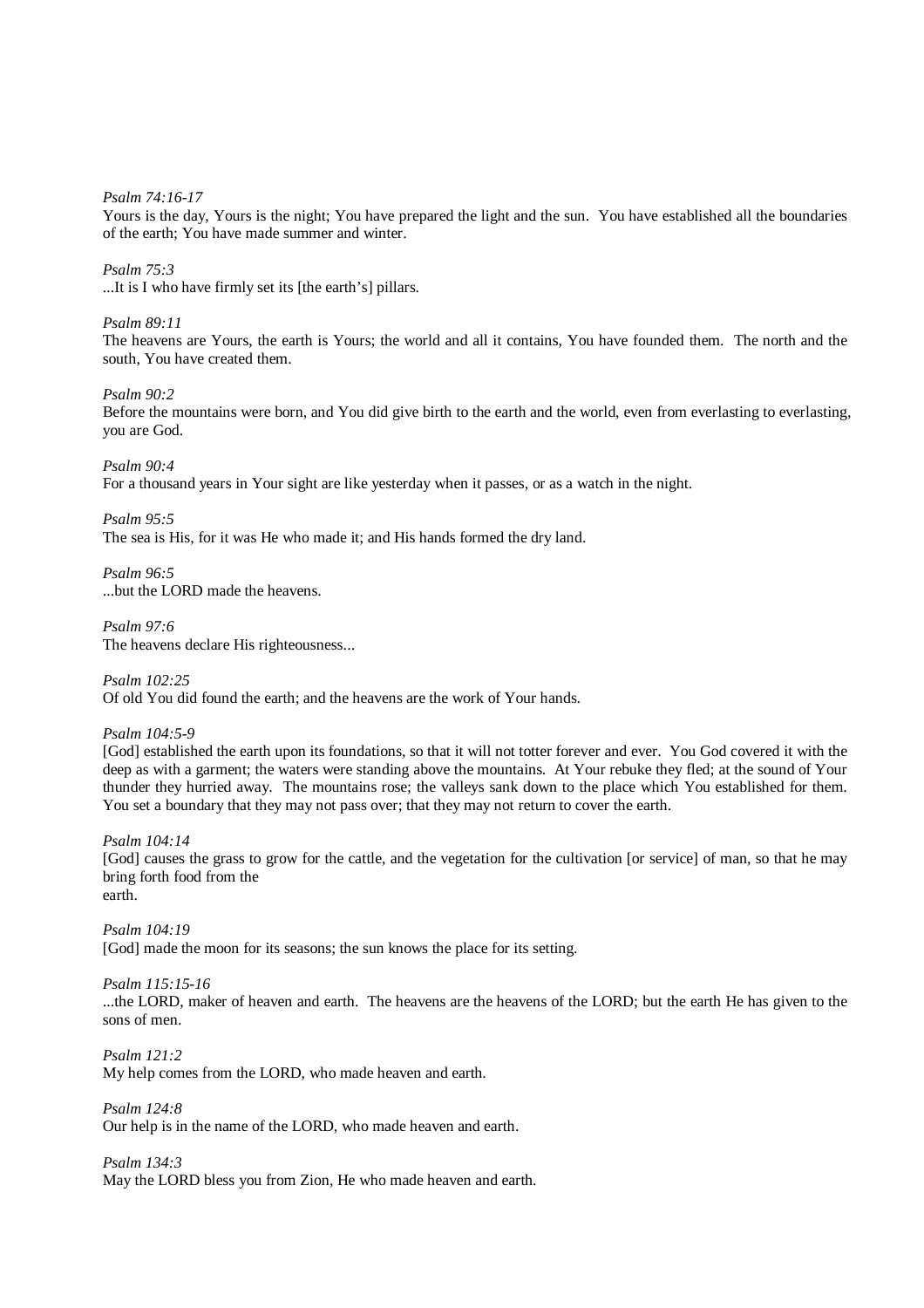*Psalm 74:16-17*
Yours is the day, Yours is the night; You have prepared the light and the sun. You have established all the boundaries of the earth; You have made summer and winter.

*Psalm 75:3*
...It is I who have firmly set its [the earth's] pillars.

*Psalm 89:11*
The heavens are Yours, the earth is Yours; the world and all it contains, You have founded them. The north and the south, You have created them.

*Psalm 90:2*
Before the mountains were born, and You did give birth to the earth and the world, even from everlasting to everlasting, you are God.

*Psalm 90:4*
For a thousand years in Your sight are like yesterday when it passes, or as a watch in the night.

*Psalm 95:5*
The sea is His, for it was He who made it; and His hands formed the dry land.

*Psalm 96:5*
...but the LORD made the heavens.

*Psalm 97:6*
The heavens declare His righteousness...

*Psalm 102:25*
Of old You did found the earth; and the heavens are the work of Your hands.

*Psalm 104:5-9*
[God] established the earth upon its foundations, so that it will not totter forever and ever. You God covered it with the deep as with a garment; the waters were standing above the mountains. At Your rebuke they fled; at the sound of Your thunder they hurried away. The mountains rose; the valleys sank down to the place which You established for them. You set a boundary that they may not pass over; that they may not return to cover the earth.

*Psalm 104:14*
[God] causes the grass to grow for the cattle, and the vegetation for the cultivation [or service] of man, so that he may bring forth food from the earth.

*Psalm 104:19*
[God] made the moon for its seasons; the sun knows the place for its setting.

*Psalm 115:15-16*
...the LORD, maker of heaven and earth. The heavens are the heavens of the LORD; but the earth He has given to the sons of men.

*Psalm 121:2*
My help comes from the LORD, who made heaven and earth.

*Psalm 124:8*
Our help is in the name of the LORD, who made heaven and earth.

*Psalm 134:3*
May the LORD bless you from Zion, He who made heaven and earth.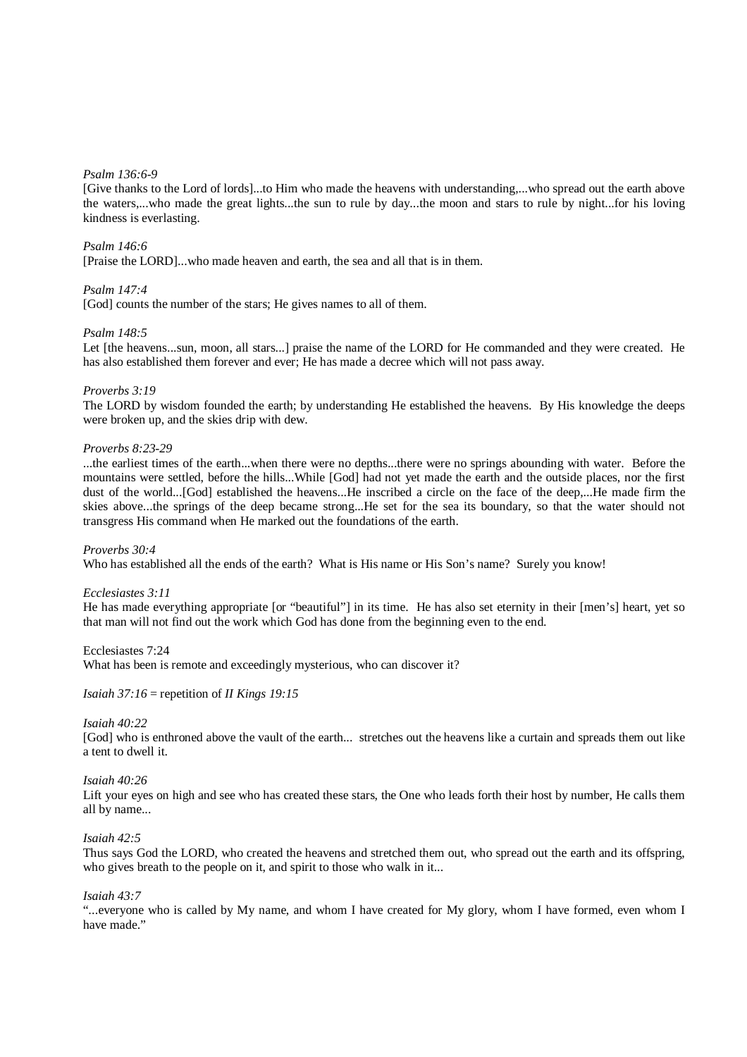*Psalm 136:6-9*
[Give thanks to the Lord of lords]...to Him who made the heavens with understanding,...who spread out the earth above the waters,...who made the great lights...the sun to rule by day...the moon and stars to rule by night...for his loving kindness is everlasting.

*Psalm 146:6*
[Praise the LORD]...who made heaven and earth, the sea and all that is in them.

*Psalm 147:4*
[God] counts the number of the stars; He gives names to all of them.

*Psalm 148:5*
Let [the heavens...sun, moon, all stars...] praise the name of the LORD for He commanded and they were created. He has also established them forever and ever; He has made a decree which will not pass away.

*Proverbs 3:19*
The LORD by wisdom founded the earth; by understanding He established the heavens. By His knowledge the deeps were broken up, and the skies drip with dew.

*Proverbs 8:23-29*
...the earliest times of the earth...when there were no depths...there were no springs abounding with water. Before the mountains were settled, before the hills...While [God] had not yet made the earth and the outside places, nor the first dust of the world...[God] established the heavens...He inscribed a circle on the face of the deep,...He made firm the skies above...the springs of the deep became strong...He set for the sea its boundary, so that the water should not transgress His command when He marked out the foundations of the earth.

*Proverbs 30:4*
Who has established all the ends of the earth? What is His name or His Son's name? Surely you know!

*Ecclesiastes 3:11*
He has made everything appropriate [or "beautiful"] in its time. He has also set eternity in their [men's] heart, yet so that man will not find out the work which God has done from the beginning even to the end.

Ecclesiastes 7:24
What has been is remote and exceedingly mysterious, who can discover it?

*Isaiah 37:16* = repetition of *II Kings 19:15*

*Isaiah 40:22*
[God] who is enthroned above the vault of the earth... stretches out the heavens like a curtain and spreads them out like a tent to dwell it.

*Isaiah 40:26*
Lift your eyes on high and see who has created these stars, the One who leads forth their host by number, He calls them all by name...

*Isaiah 42:5*
Thus says God the LORD, who created the heavens and stretched them out, who spread out the earth and its offspring, who gives breath to the people on it, and spirit to those who walk in it...

*Isaiah 43:7*
"...everyone who is called by My name, and whom I have created for My glory, whom I have formed, even whom I have made."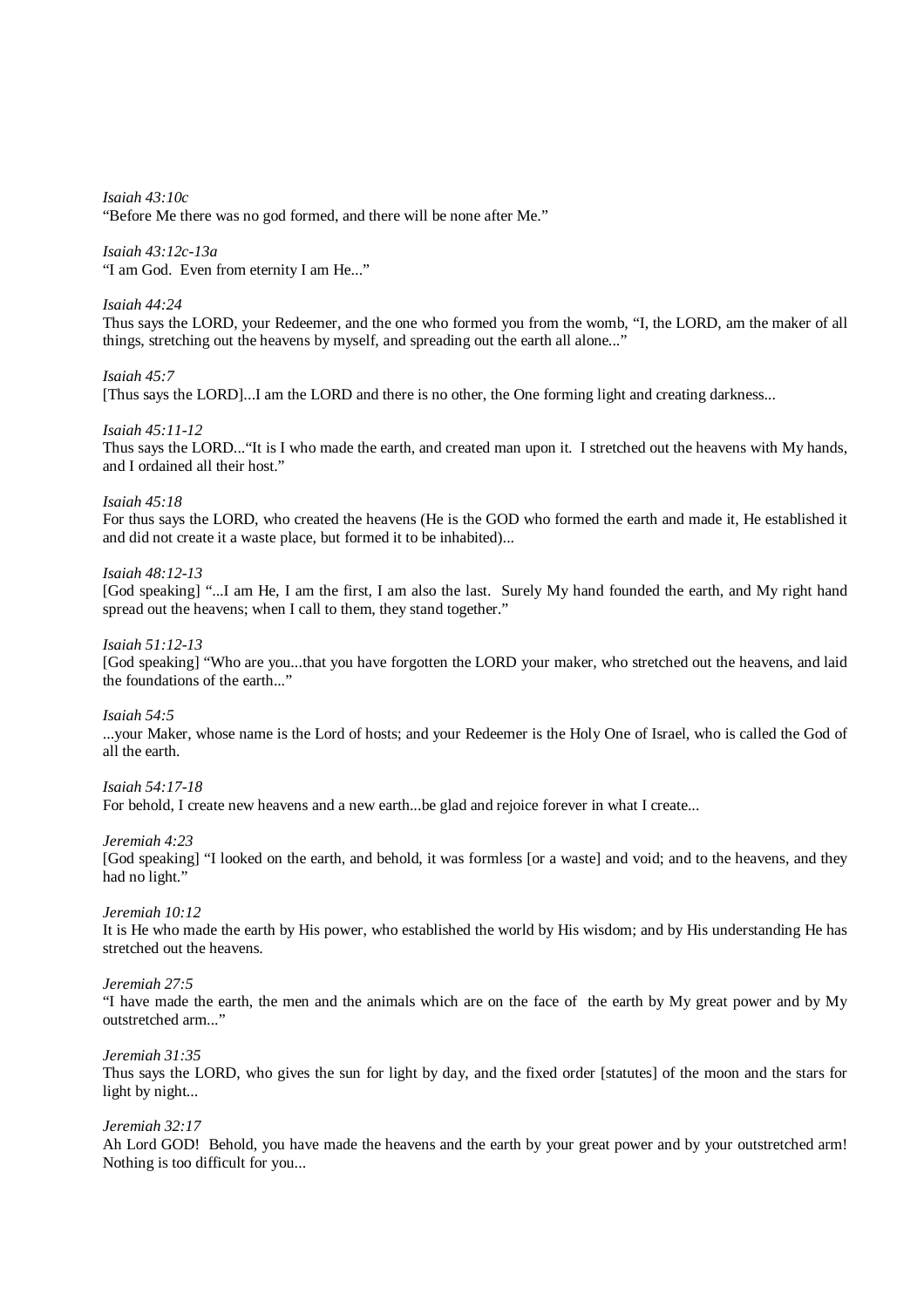*Isaiah 43:10c*
"Before Me there was no god formed, and there will be none after Me."

*Isaiah 43:12c-13a*
"I am God. Even from eternity I am He..."

*Isaiah 44:24*
Thus says the LORD, your Redeemer, and the one who formed you from the womb, "I, the LORD, am the maker of all things, stretching out the heavens by myself, and spreading out the earth all alone..."

*Isaiah 45:7*
[Thus says the LORD]...I am the LORD and there is no other, the One forming light and creating darkness...

*Isaiah 45:11-12*
Thus says the LORD..."It is I who made the earth, and created man upon it. I stretched out the heavens with My hands, and I ordained all their host."

*Isaiah 45:18*
For thus says the LORD, who created the heavens (He is the GOD who formed the earth and made it, He established it and did not create it a waste place, but formed it to be inhabited)...

*Isaiah 48:12-13*
[God speaking] "...I am He, I am the first, I am also the last. Surely My hand founded the earth, and My right hand spread out the heavens; when I call to them, they stand together."

*Isaiah 51:12-13*
[God speaking] "Who are you...that you have forgotten the LORD your maker, who stretched out the heavens, and laid the foundations of the earth..."

*Isaiah 54:5*
...your Maker, whose name is the Lord of hosts; and your Redeemer is the Holy One of Israel, who is called the God of all the earth.

*Isaiah 54:17-18*
For behold, I create new heavens and a new earth...be glad and rejoice forever in what I create...

*Jeremiah 4:23*
[God speaking] "I looked on the earth, and behold, it was formless [or a waste] and void; and to the heavens, and they had no light."

*Jeremiah 10:12*
It is He who made the earth by His power, who established the world by His wisdom; and by His understanding He has stretched out the heavens.

*Jeremiah 27:5*
"I have made the earth, the men and the animals which are on the face of the earth by My great power and by My outstretched arm..."

*Jeremiah 31:35*
Thus says the LORD, who gives the sun for light by day, and the fixed order [statutes] of the moon and the stars for light by night...

*Jeremiah 32:17*
Ah Lord GOD! Behold, you have made the heavens and the earth by your great power and by your outstretched arm! Nothing is too difficult for you...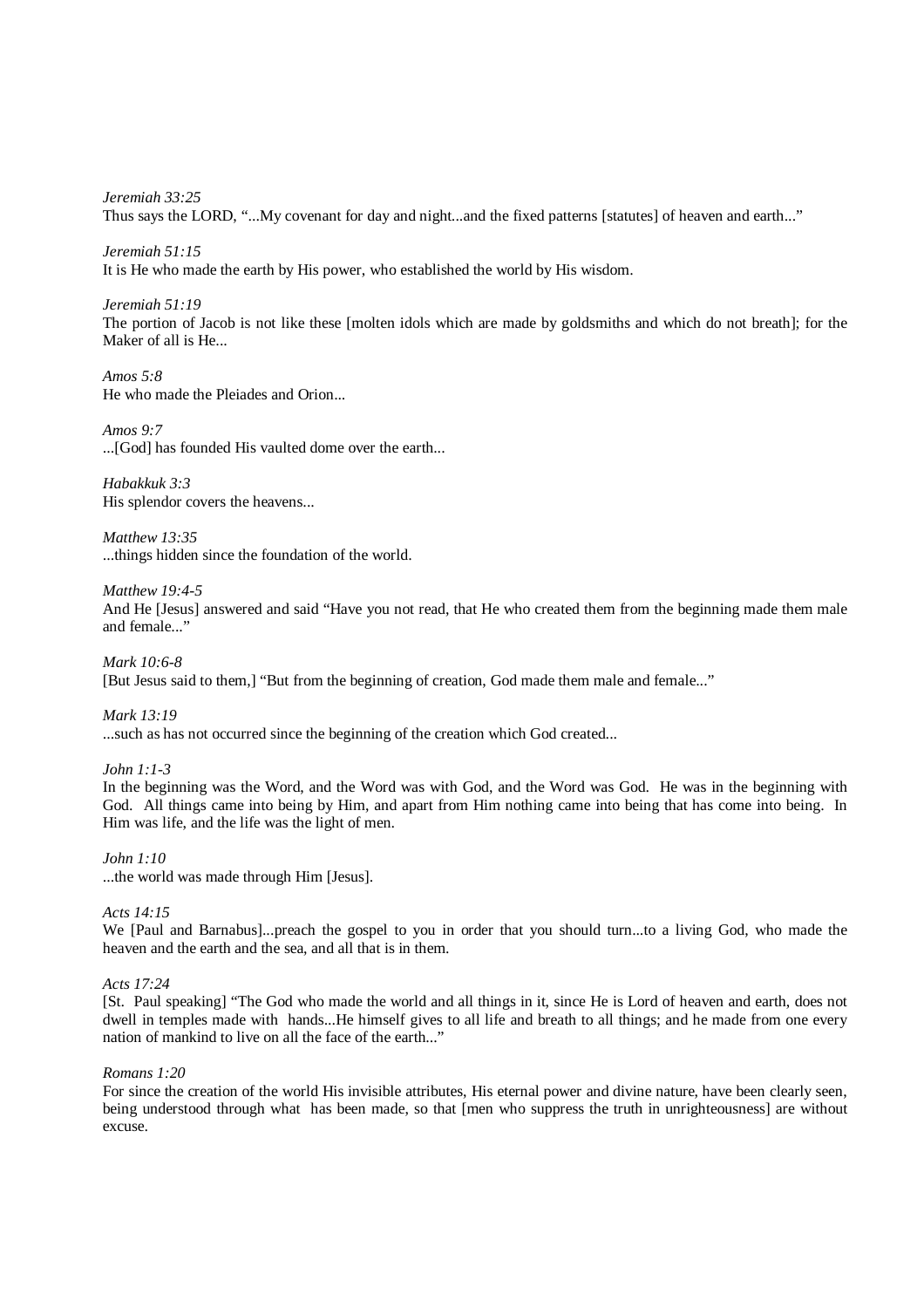*Jeremiah 33:25*
Thus says the LORD, "...My covenant for day and night...and the fixed patterns [statutes] of heaven and earth..."

*Jeremiah 51:15*
It is He who made the earth by His power, who established the world by His wisdom.

*Jeremiah 51:19*
The portion of Jacob is not like these [molten idols which are made by goldsmiths and which do not breath]; for the Maker of all is He...

*Amos 5:8*
He who made the Pleiades and Orion...

*Amos 9:7*
...[God] has founded His vaulted dome over the earth...

*Habakkuk 3:3*
His splendor covers the heavens...

*Matthew 13:35*
...things hidden since the foundation of the world.

*Matthew 19:4-5*
And He [Jesus] answered and said "Have you not read, that He who created them from the beginning made them male and female..."

*Mark 10:6-8*
[But Jesus said to them,] "But from the beginning of creation, God made them male and female..."

*Mark 13:19*
...such as has not occurred since the beginning of the creation which God created...

*John 1:1-3*
In the beginning was the Word, and the Word was with God, and the Word was God. He was in the beginning with God. All things came into being by Him, and apart from Him nothing came into being that has come into being. In Him was life, and the life was the light of men.

*John 1:10*
...the world was made through Him [Jesus].

*Acts 14:15*
We [Paul and Barnabus]...preach the gospel to you in order that you should turn...to a living God, who made the heaven and the earth and the sea, and all that is in them.

*Acts 17:24*
[St. Paul speaking] "The God who made the world and all things in it, since He is Lord of heaven and earth, does not dwell in temples made with hands...He himself gives to all life and breath to all things; and he made from one every nation of mankind to live on all the face of the earth..."

*Romans 1:20*
For since the creation of the world His invisible attributes, His eternal power and divine nature, have been clearly seen, being understood through what has been made, so that [men who suppress the truth in unrighteousness] are without excuse.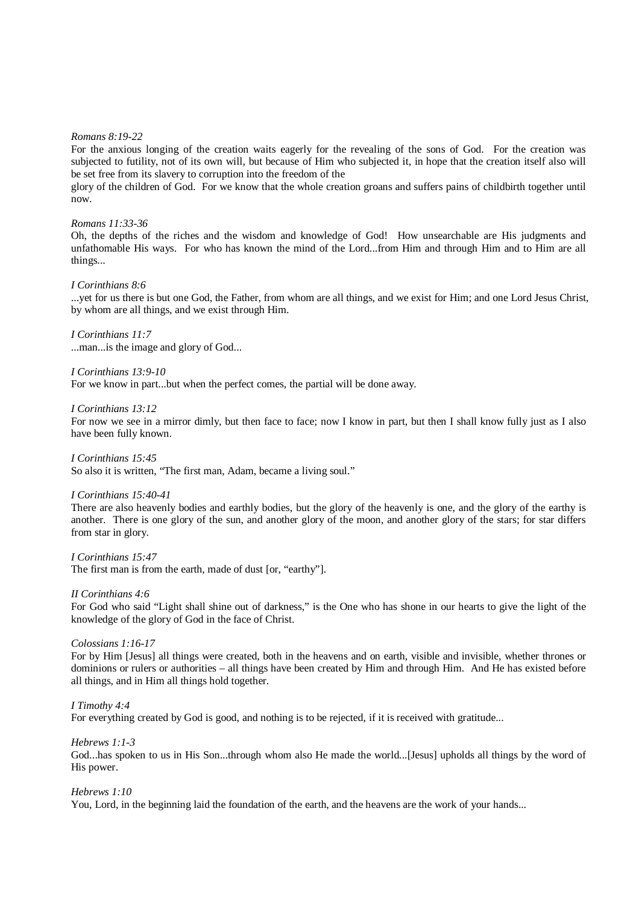*Romans 8:19-22*
For the anxious longing of the creation waits eagerly for the revealing of the sons of God. For the creation was subjected to futility, not of its own will, but because of Him who subjected it, in hope that the creation itself also will be set free from its slavery to corruption into the freedom of the

glory of the children of God. For we know that the whole creation groans and suffers pains of childbirth together until now.

*Romans 11:33-36*
Oh, the depths of the riches and the wisdom and knowledge of God! How unsearchable are His judgments and unfathomable His ways. For who has known the mind of the Lord...from Him and through Him and to Him are all things...

*I Corinthians 8:6*
...yet for us there is but one God, the Father, from whom are all things, and we exist for Him; and one Lord Jesus Christ, by whom are all things, and we exist through Him.

*I Corinthians 11:7*
...man...is the image and glory of God...

*I Corinthians 13:9-10*
For we know in part...but when the perfect comes, the partial will be done away.

*I Corinthians 13:12*
For now we see in a mirror dimly, but then face to face; now I know in part, but then I shall know fully just as I also have been fully known.

*I Corinthians 15:45*
So also it is written, "The first man, Adam, became a living soul."

*I Corinthians 15:40-41*
There are also heavenly bodies and earthly bodies, but the glory of the heavenly is one, and the glory of the earthy is another. There is one glory of the sun, and another glory of the moon, and another glory of the stars; for star differs from star in glory.

*I Corinthians 15:47*
The first man is from the earth, made of dust [or, "earthy"].

*II Corinthians 4:6*
For God who said "Light shall shine out of darkness," is the One who has shone in our hearts to give the light of the knowledge of the glory of God in the face of Christ.

*Colossians 1:16-17*
For by Him [Jesus] all things were created, both in the heavens and on earth, visible and invisible, whether thrones or dominions or rulers or authorities – all things have been created by Him and through Him. And He has existed before all things, and in Him all things hold together.

*I Timothy 4:4*
For everything created by God is good, and nothing is to be rejected, if it is received with gratitude...

*Hebrews 1:1-3*
God...has spoken to us in His Son...through whom also He made the world...[Jesus] upholds all things by the word of His power.

*Hebrews 1:10*
You, Lord, in the beginning laid the foundation of the earth, and the heavens are the work of your hands...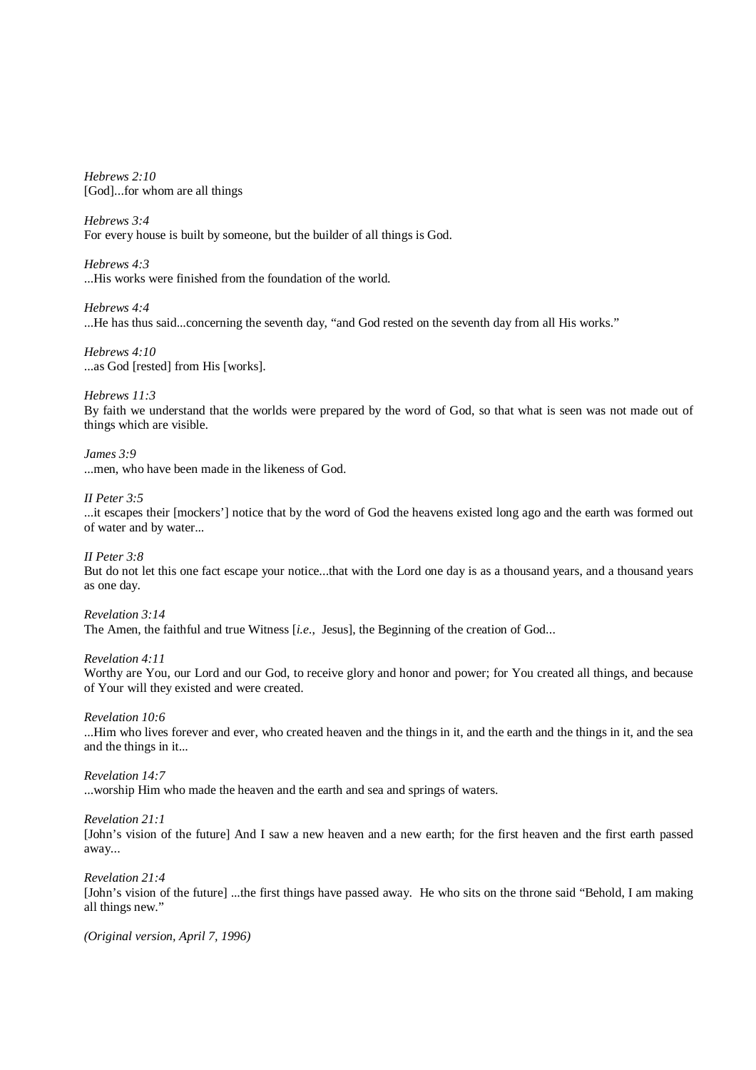*Hebrews 2:10*
[God]...for whom are all things

*Hebrews 3:4*
For every house is built by someone, but the builder of all things is God.

*Hebrews 4:3*
...His works were finished from the foundation of the world.

*Hebrews 4:4*
...He has thus said...concerning the seventh day, “and God rested on the seventh day from all His works.”

*Hebrews 4:10*
...as God [rested] from His [works].

*Hebrews 11:3*
By faith we understand that the worlds were prepared by the word of God, so that what is seen was not made out of things which are visible.

*James 3:9*
...men, who have been made in the likeness of God.

*II Peter 3:5*
...it escapes their [mockers’] notice that by the word of God the heavens existed long ago and the earth was formed out of water and by water...

*II Peter 3:8*
But do not let this one fact escape your notice...that with the Lord one day is as a thousand years, and a thousand years as one day.

*Revelation 3:14*
The Amen, the faithful and true Witness [*i.e.*, Jesus], the Beginning of the creation of God...

*Revelation 4:11*
Worthy are You, our Lord and our God, to receive glory and honor and power; for You created all things, and because of Your will they existed and were created.

*Revelation 10:6*
...Him who lives forever and ever, who created heaven and the things in it, and the earth and the things in it, and the sea and the things in it...

*Revelation 14:7*
...worship Him who made the heaven and the earth and sea and springs of waters.

*Revelation 21:1*
[John’s vision of the future] And I saw a new heaven and a new earth; for the first heaven and the first earth passed away...

*Revelation 21:4*
[John’s vision of the future] ...the first things have passed away. He who sits on the throne said “Behold, I am making all things new.”

*(Original version, April 7, 1996)*